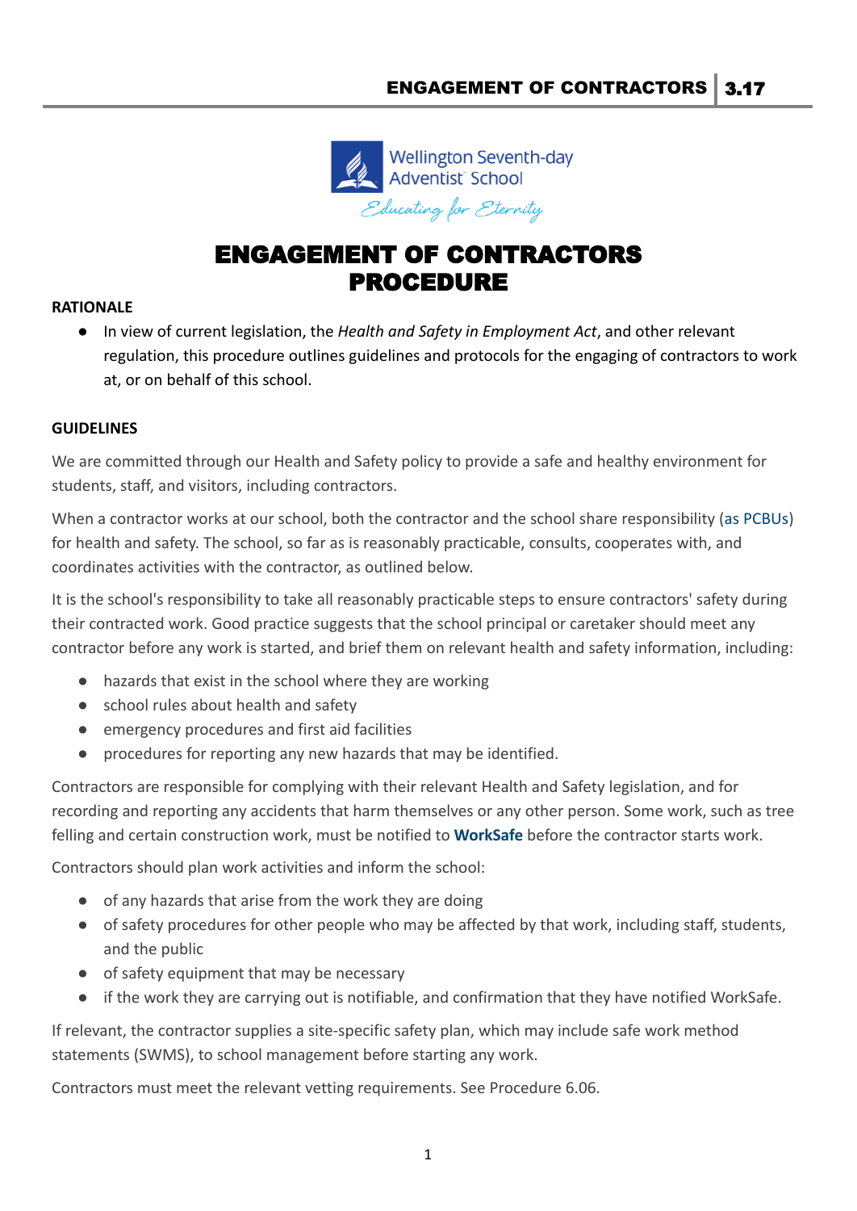Wellington Seventh-day Adventist School
*Educating for Eternity*

# ENGAGEMENT OF CONTRACTORS PROCEDURE

**RATIONALE**

- In view of current legislation, the *Health and Safety in Employment Act*, and other relevant regulation, this procedure outlines guidelines and protocols for the engaging of contractors to work at, or on behalf of this school.

**GUIDELINES**

We are committed through our Health and Safety policy to provide a safe and healthy environment for students, staff, and visitors, including contractors.

When a contractor works at our school, both the contractor and the school share responsibility (as PCBUs) for health and safety. The school, so far as is reasonably practicable, consults, cooperates with, and coordinates activities with the contractor, as outlined below.

It is the school's responsibility to take all reasonably practicable steps to ensure contractors' safety during their contracted work. Good practice suggests that the school principal or caretaker should meet any contractor before any work is started, and brief them on relevant health and safety information, including:

- hazards that exist in the school where they are working
- school rules about health and safety
- emergency procedures and first aid facilities
- procedures for reporting any new hazards that may be identified.

Contractors are responsible for complying with their relevant Health and Safety legislation, and for recording and reporting any accidents that harm themselves or any other person. Some work, such as tree felling and certain construction work, must be notified to **WorkSafe** before the contractor starts work.

Contractors should plan work activities and inform the school:

- of any hazards that arise from the work they are doing
- of safety procedures for other people who may be affected by that work, including staff, students, and the public
- of safety equipment that may be necessary
- if the work they are carrying out is notifiable, and confirmation that they have notified WorkSafe.

If relevant, the contractor supplies a site-specific safety plan, which may include safe work method statements (SWMS), to school management before starting any work.

Contractors must meet the relevant vetting requirements. See Procedure 6.06.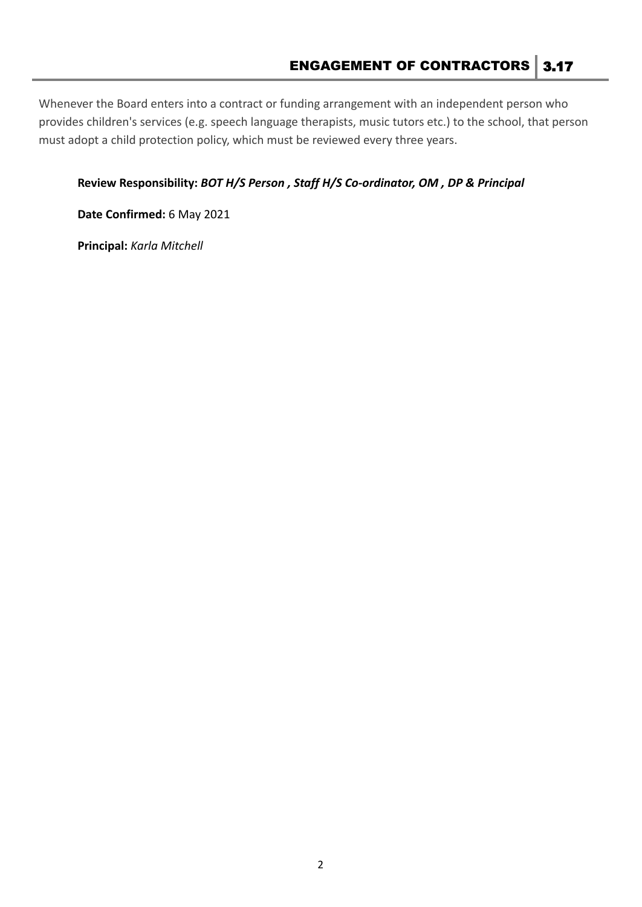## ENGAGEMENT OF CONTRACTORS 3.17

Whenever the Board enters into a contract or funding arrangement with an independent person who provides children's services (e.g. speech language therapists, music tutors etc.) to the school, that person must adopt a child protection policy, which must be reviewed every three years.

**Review Responsibility:** ***BOT H/S Person , Staff H/S Co-ordinator, OM , DP & Principal***

**Date Confirmed:** 6 May 2021

**Principal:** *Karla Mitchell*